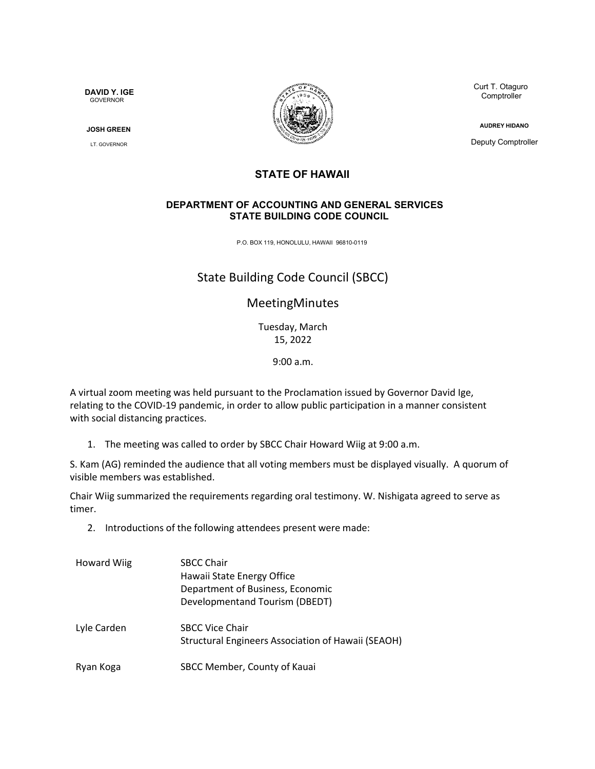**DAVID Y. IGE**
GOVERNOR

**JOSH GREEN**
LT. GOVERNOR

Curt T. Otaguro
Comptroller

**AUDREY HIDANO**
Deputy Comptroller

## STATE OF HAWAII

### DEPARTMENT OF ACCOUNTING AND GENERAL SERVICES
### STATE BUILDING CODE COUNCIL

P.O. BOX 119, HONOLULU, HAWAII 96810-0119

# State Building Code Council (SBCC)

## MeetingMinutes

Tuesday, March 15, 2022

9:00 a.m.

A virtual zoom meeting was held pursuant to the Proclamation issued by Governor David Ige, relating to the COVID-19 pandemic, in order to allow public participation in a manner consistent with social distancing practices.

1. The meeting was called to order by SBCC Chair Howard Wiig at 9:00 a.m.

S. Kam (AG) reminded the audience that all voting members must be displayed visually. A quorum of visible members was established.

Chair Wiig summarized the requirements regarding oral testimony. W. Nishigata agreed to serve as timer.

2. Introductions of the following attendees present were made:

| | |
|---|---|
| Howard Wiig | SBCC Chair<br>Hawaii State Energy Office<br>Department of Business, Economic Developmentand Tourism (DBEDT) |
| Lyle Carden | SBCC Vice Chair<br>Structural Engineers Association of Hawaii (SEAOH) |
| Ryan Koga | SBCC Member, County of Kauai |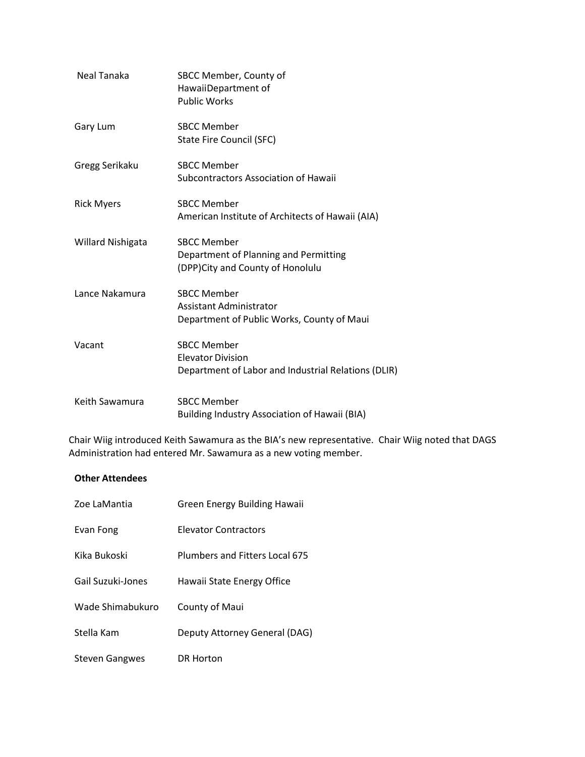| | |
|---|---|
| Neal Tanaka | SBCC Member, County of HawaiiDepartment of Public Works |
| Gary Lum | SBCC Member<br>State Fire Council (SFC) |
| Gregg Serikaku | SBCC Member<br>Subcontractors Association of Hawaii |
| Rick Myers | SBCC Member<br>American Institute of Architects of Hawaii (AIA) |
| Willard Nishigata | SBCC Member<br>Department of Planning and Permitting (DPP)City and County of Honolulu |
| Lance Nakamura | SBCC Member<br>Assistant Administrator<br>Department of Public Works, County of Maui |
| Vacant | SBCC Member<br>Elevator Division<br>Department of Labor and Industrial Relations (DLIR) |
| Keith Sawamura | SBCC Member<br>Building Industry Association of Hawaii (BIA) |

Chair Wiig introduced Keith Sawamura as the BIA's new representative. Chair Wiig noted that DAGS Administration had entered Mr. Sawamura as a new voting member.

**Other Attendees**

| | |
|---|---|
| Zoe LaMantia | Green Energy Building Hawaii |
| Evan Fong | Elevator Contractors |
| Kika Bukoski | Plumbers and Fitters Local 675 |
| Gail Suzuki-Jones | Hawaii State Energy Office |
| Wade Shimabukuro | County of Maui |
| Stella Kam | Deputy Attorney General (DAG) |
| Steven Gangwes | DR Horton |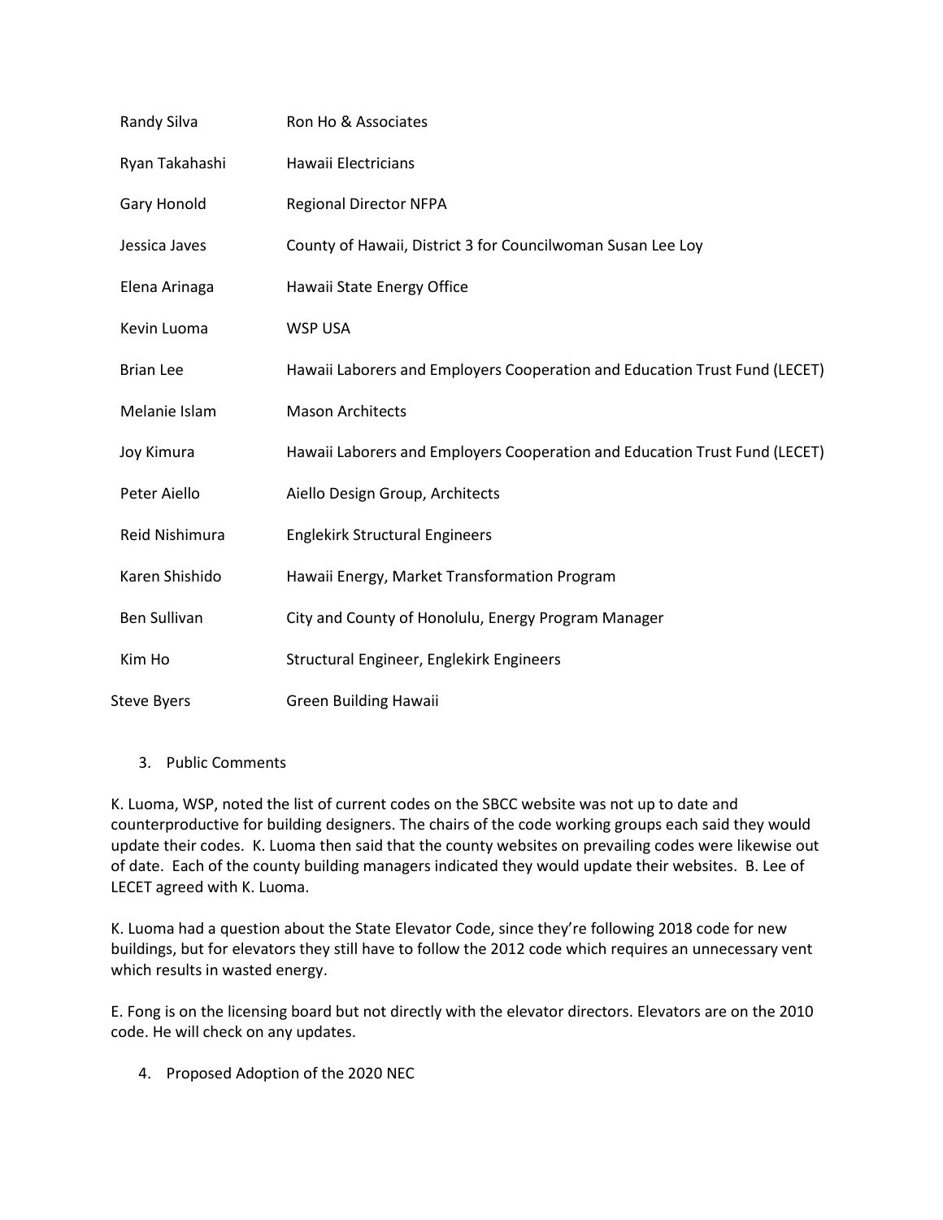| | |
|---|---|
| Randy Silva | Ron Ho & Associates |
| Ryan Takahashi | Hawaii Electricians |
| Gary Honold | Regional Director NFPA |
| Jessica Javes | County of Hawaii, District 3 for Councilwoman Susan Lee Loy |
| Elena Arinaga | Hawaii State Energy Office |
| Kevin Luoma | WSP USA |
| Brian Lee | Hawaii Laborers and Employers Cooperation and Education Trust Fund (LECET) |
| Melanie Islam | Mason Architects |
| Joy Kimura | Hawaii Laborers and Employers Cooperation and Education Trust Fund (LECET) |
| Peter Aiello | Aiello Design Group, Architects |
| Reid Nishimura | Englekirk Structural Engineers |
| Karen Shishido | Hawaii Energy, Market Transformation Program |
| Ben Sullivan | City and County of Honolulu, Energy Program Manager |
| Kim Ho | Structural Engineer, Englekirk Engineers |
| Steve Byers | Green Building Hawaii |

3. Public Comments

K. Luoma, WSP, noted the list of current codes on the SBCC website was not up to date and counterproductive for building designers. The chairs of the code working groups each said they would update their codes. K. Luoma then said that the county websites on prevailing codes were likewise out of date. Each of the county building managers indicated they would update their websites. B. Lee of LECET agreed with K. Luoma.

K. Luoma had a question about the State Elevator Code, since they're following 2018 code for new buildings, but for elevators they still have to follow the 2012 code which requires an unnecessary vent which results in wasted energy.

E. Fong is on the licensing board but not directly with the elevator directors. Elevators are on the 2010 code. He will check on any updates.

4. Proposed Adoption of the 2020 NEC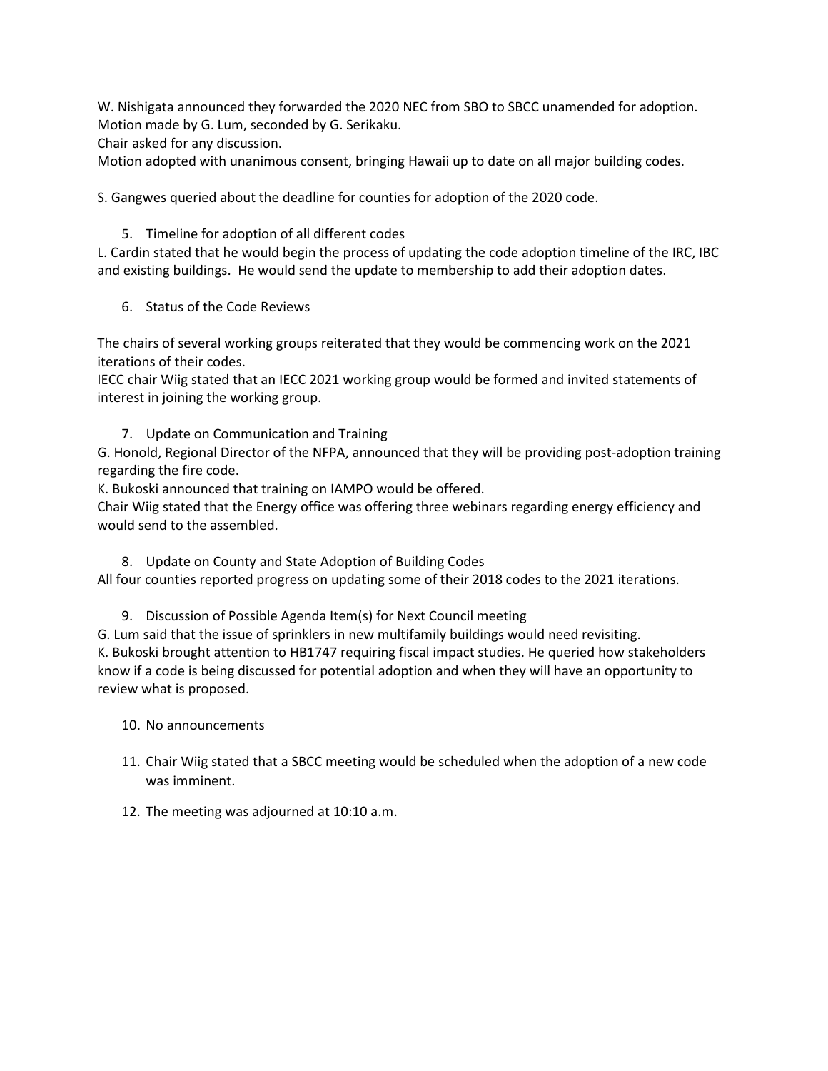W. Nishigata announced they forwarded the 2020 NEC from SBO to SBCC unamended for adoption.
Motion made by G. Lum, seconded by G. Serikaku.
Chair asked for any discussion.
Motion adopted with unanimous consent, bringing Hawaii up to date on all major building codes.

S. Gangwes queried about the deadline for counties for adoption of the 2020 code.

5. Timeline for adoption of all different codes

L. Cardin stated that he would begin the process of updating the code adoption timeline of the IRC, IBC and existing buildings. He would send the update to membership to add their adoption dates.

6. Status of the Code Reviews

The chairs of several working groups reiterated that they would be commencing work on the 2021 iterations of their codes.
IECC chair Wiig stated that an IECC 2021 working group would be formed and invited statements of interest in joining the working group.

7. Update on Communication and Training

G. Honold, Regional Director of the NFPA, announced that they will be providing post-adoption training regarding the fire code.
K. Bukoski announced that training on IAMPO would be offered.
Chair Wiig stated that the Energy office was offering three webinars regarding energy efficiency and would send to the assembled.

8. Update on County and State Adoption of Building Codes

All four counties reported progress on updating some of their 2018 codes to the 2021 iterations.

9. Discussion of Possible Agenda Item(s) for Next Council meeting

G. Lum said that the issue of sprinklers in new multifamily buildings would need revisiting.
K. Bukoski brought attention to HB1747 requiring fiscal impact studies. He queried how stakeholders know if a code is being discussed for potential adoption and when they will have an opportunity to review what is proposed.

10. No announcements

11. Chair Wiig stated that a SBCC meeting would be scheduled when the adoption of a new code was imminent.

12. The meeting was adjourned at 10:10 a.m.